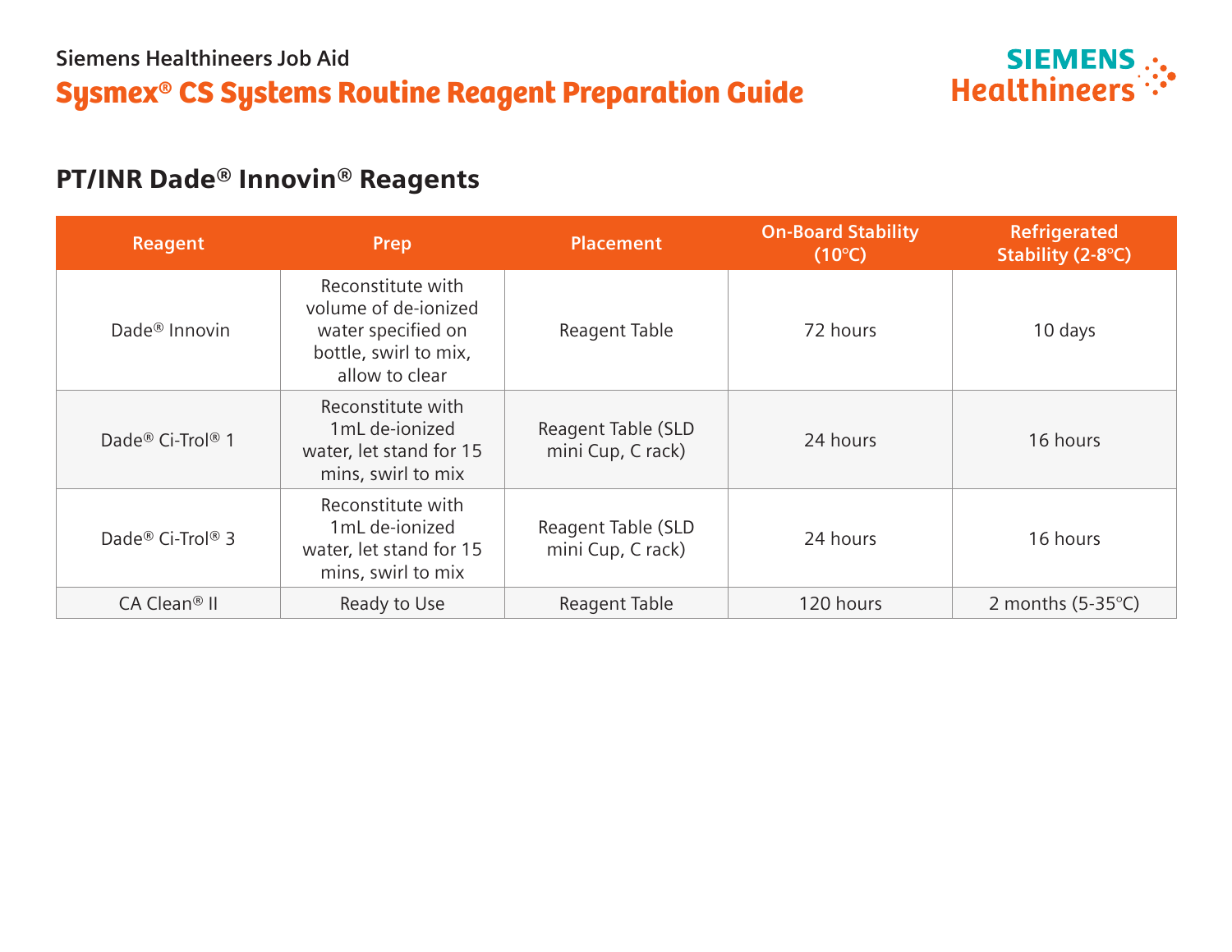Siemens Healthineers Job Aid

# Sysmex® CS Systems Routine Reagent Preparation Guide

## PT/INR Dade® Innovin® Reagents

| Reagent | Prep | Placement | On-Board Stability (10°C) | Refrigerated Stability (2-8°C) |
|---|---|---|---|---|
| Dade® Innovin | Reconstitute with volume of de-ionized water specified on bottle, swirl to mix, allow to clear | Reagent Table | 72 hours | 10 days |
| Dade® Ci-Trol® 1 | Reconstitute with 1mL de-ionized water, let stand for 15 mins, swirl to mix | Reagent Table (SLD mini Cup, C rack) | 24 hours | 16 hours |
| Dade® Ci-Trol® 3 | Reconstitute with 1mL de-ionized water, let stand for 15 mins, swirl to mix | Reagent Table (SLD mini Cup, C rack) | 24 hours | 16 hours |
| CA Clean® II | Ready to Use | Reagent Table | 120 hours | 2 months (5-35°C) |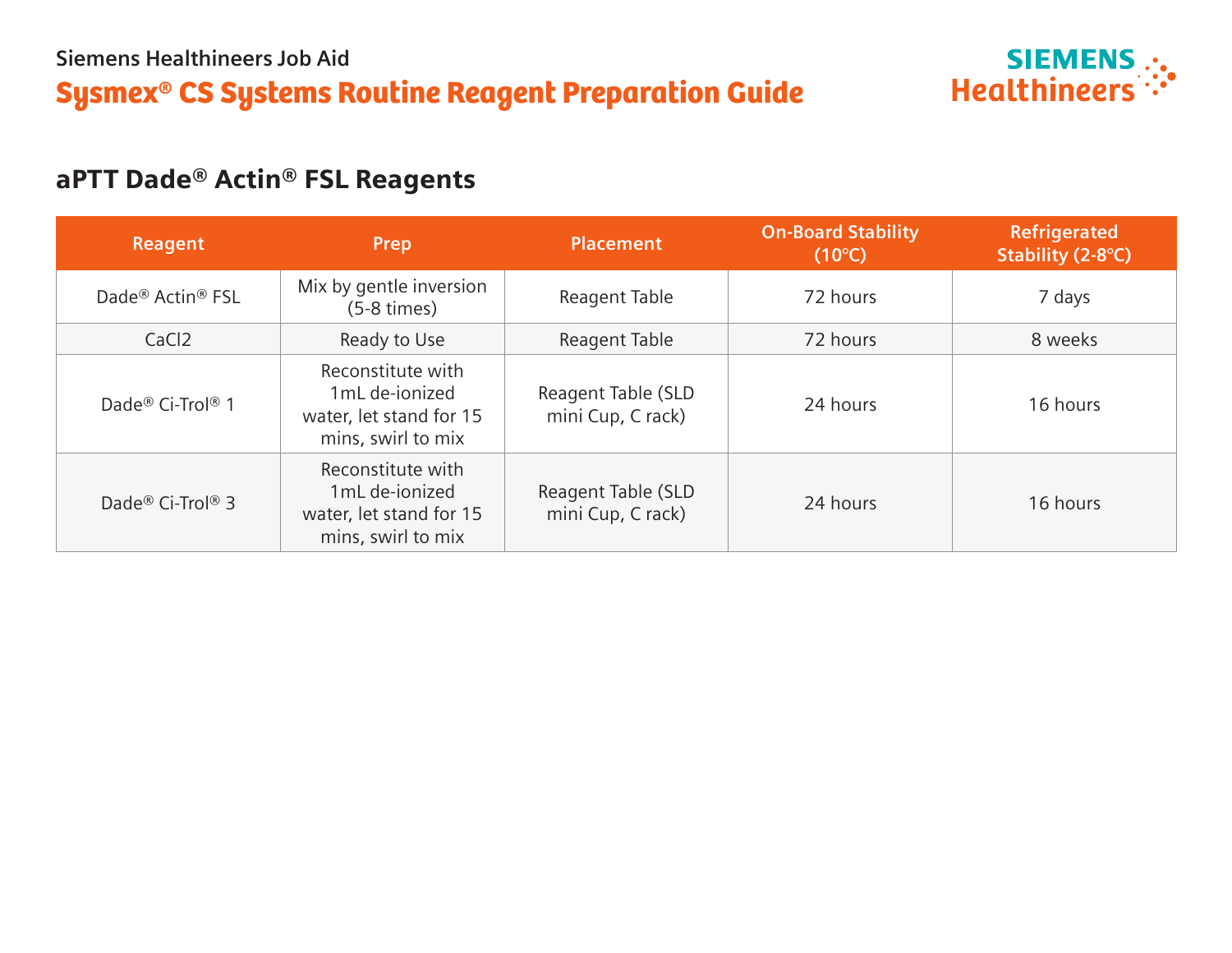Siemens Healthineers Job Aid

# Sysmex® CS Systems Routine Reagent Preparation Guide

## aPTT Dade® Actin® FSL Reagents

| Reagent | Prep | Placement | On-Board Stability (10°C) | Refrigerated Stability (2-8°C) |
|---|---|---|---|---|
| Dade® Actin® FSL | Mix by gentle inversion (5-8 times) | Reagent Table | 72 hours | 7 days |
| CaCl2 | Ready to Use | Reagent Table | 72 hours | 8 weeks |
| Dade® Ci-Trol® 1 | Reconstitute with 1mL de-ionized water, let stand for 15 mins, swirl to mix | Reagent Table (SLD mini Cup, C rack) | 24 hours | 16 hours |
| Dade® Ci-Trol® 3 | Reconstitute with 1mL de-ionized water, let stand for 15 mins, swirl to mix | Reagent Table (SLD mini Cup, C rack) | 24 hours | 16 hours |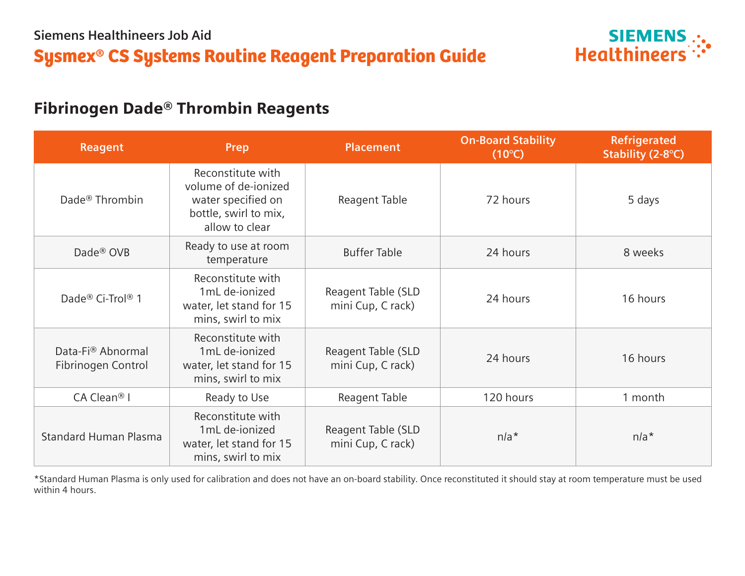Siemens Healthineers Job Aid

# Sysmex® CS Systems Routine Reagent Preparation Guide

## Fibrinogen Dade® Thrombin Reagents

| Reagent | Prep | Placement | On-Board Stability (10°C) | Refrigerated Stability (2-8°C) |
| --- | --- | --- | --- | --- |
| Dade® Thrombin | Reconstitute with volume of de-ionized water specified on bottle, swirl to mix, allow to clear | Reagent Table | 72 hours | 5 days |
| Dade® OVB | Ready to use at room temperature | Buffer Table | 24 hours | 8 weeks |
| Dade® Ci-Trol® 1 | Reconstitute with 1mL de-ionized water, let stand for 15 mins, swirl to mix | Reagent Table (SLD mini Cup, C rack) | 24 hours | 16 hours |
| Data-Fi® Abnormal Fibrinogen Control | Reconstitute with 1mL de-ionized water, let stand for 15 mins, swirl to mix | Reagent Table (SLD mini Cup, C rack) | 24 hours | 16 hours |
| CA Clean® I | Ready to Use | Reagent Table | 120 hours | 1 month |
| Standard Human Plasma | Reconstitute with 1mL de-ionized water, let stand for 15 mins, swirl to mix | Reagent Table (SLD mini Cup, C rack) | n/a* | n/a* |

*Standard Human Plasma is only used for calibration and does not have an on-board stability. Once reconstituted it should stay at room temperature must be used within 4 hours.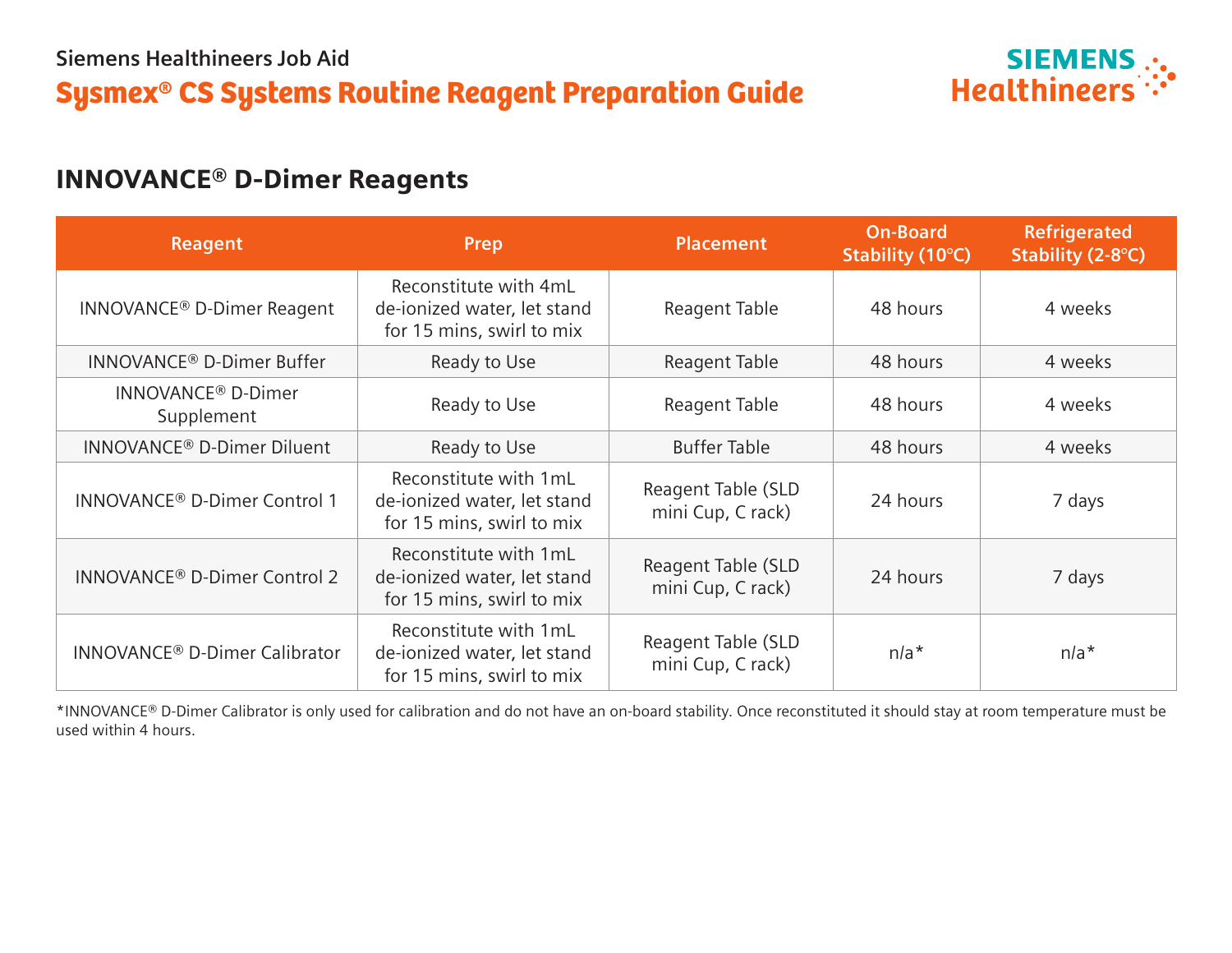Siemens Healthineers Job Aid

# Sysmex® CS Systems Routine Reagent Preparation Guide

## INNOVANCE® D-Dimer Reagents

| Reagent | Prep | Placement | On-Board Stability (10°C) | Refrigerated Stability (2-8°C) |
|---|---|---|---|---|
| INNOVANCE® D-Dimer Reagent | Reconstitute with 4mL de-ionized water, let stand for 15 mins, swirl to mix | Reagent Table | 48 hours | 4 weeks |
| INNOVANCE® D-Dimer Buffer | Ready to Use | Reagent Table | 48 hours | 4 weeks |
| INNOVANCE® D-Dimer Supplement | Ready to Use | Reagent Table | 48 hours | 4 weeks |
| INNOVANCE® D-Dimer Diluent | Ready to Use | Buffer Table | 48 hours | 4 weeks |
| INNOVANCE® D-Dimer Control 1 | Reconstitute with 1mL de-ionized water, let stand for 15 mins, swirl to mix | Reagent Table (SLD mini Cup, C rack) | 24 hours | 7 days |
| INNOVANCE® D-Dimer Control 2 | Reconstitute with 1mL de-ionized water, let stand for 15 mins, swirl to mix | Reagent Table (SLD mini Cup, C rack) | 24 hours | 7 days |
| INNOVANCE® D-Dimer Calibrator | Reconstitute with 1mL de-ionized water, let stand for 15 mins, swirl to mix | Reagent Table (SLD mini Cup, C rack) | n/a* | n/a* |

*INNOVANCE® D-Dimer Calibrator is only used for calibration and do not have an on-board stability. Once reconstituted it should stay at room temperature must be used within 4 hours.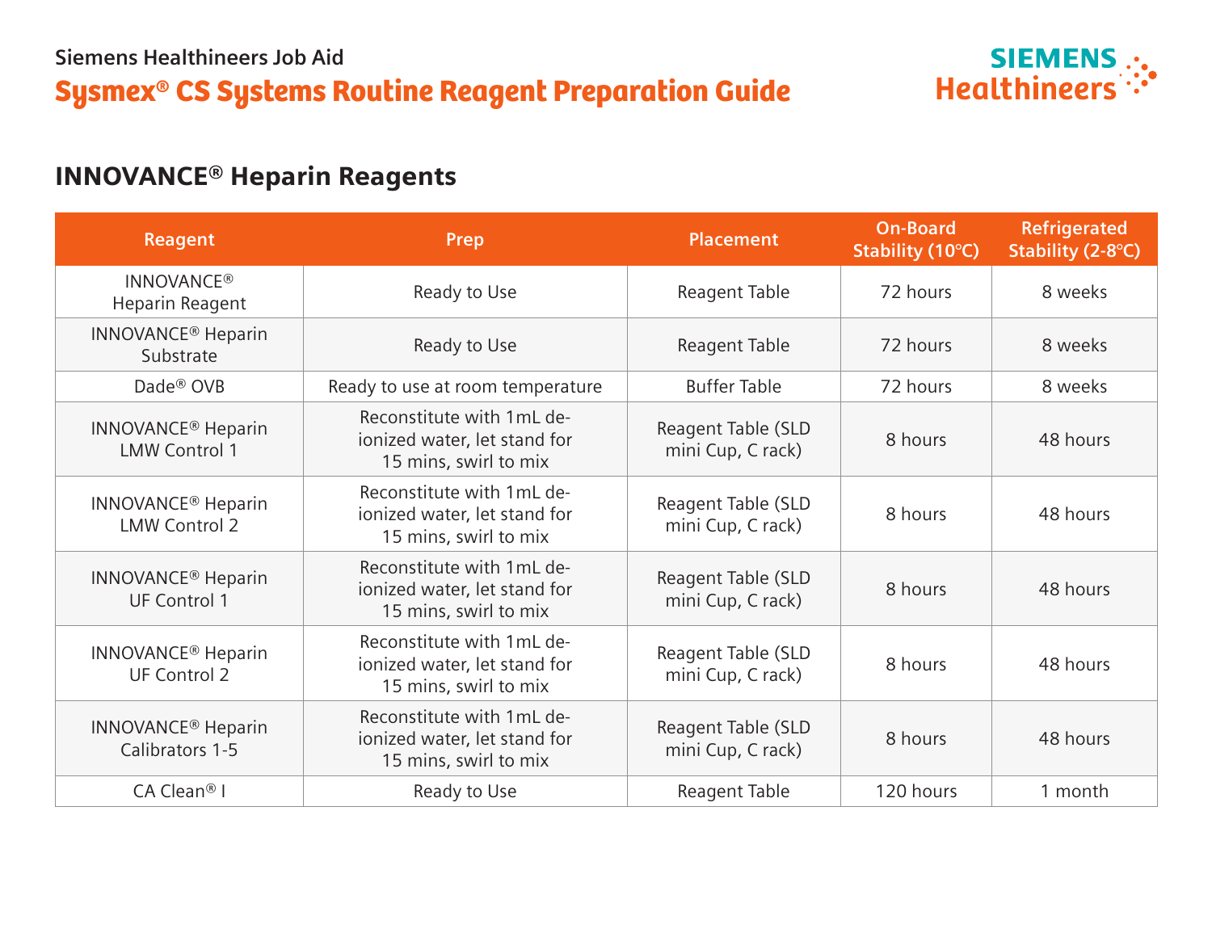Siemens Healthineers Job Aid

# Sysmex® CS Systems Routine Reagent Preparation Guide

## INNOVANCE® Heparin Reagents

| Reagent | Prep | Placement | On-Board Stability (10°C) | Refrigerated Stability (2-8°C) |
|---|---|---|---|---|
| INNOVANCE® Heparin Reagent | Ready to Use | Reagent Table | 72 hours | 8 weeks |
| INNOVANCE® Heparin Substrate | Ready to Use | Reagent Table | 72 hours | 8 weeks |
| Dade® OVB | Ready to use at room temperature | Buffer Table | 72 hours | 8 weeks |
| INNOVANCE® Heparin LMW Control 1 | Reconstitute with 1mL de-ionized water, let stand for 15 mins, swirl to mix | Reagent Table (SLD mini Cup, C rack) | 8 hours | 48 hours |
| INNOVANCE® Heparin LMW Control 2 | Reconstitute with 1mL de-ionized water, let stand for 15 mins, swirl to mix | Reagent Table (SLD mini Cup, C rack) | 8 hours | 48 hours |
| INNOVANCE® Heparin UF Control 1 | Reconstitute with 1mL de-ionized water, let stand for 15 mins, swirl to mix | Reagent Table (SLD mini Cup, C rack) | 8 hours | 48 hours |
| INNOVANCE® Heparin UF Control 2 | Reconstitute with 1mL de-ionized water, let stand for 15 mins, swirl to mix | Reagent Table (SLD mini Cup, C rack) | 8 hours | 48 hours |
| INNOVANCE® Heparin Calibrators 1-5 | Reconstitute with 1mL de-ionized water, let stand for 15 mins, swirl to mix | Reagent Table (SLD mini Cup, C rack) | 8 hours | 48 hours |
| CA Clean® I | Ready to Use | Reagent Table | 120 hours | 1 month |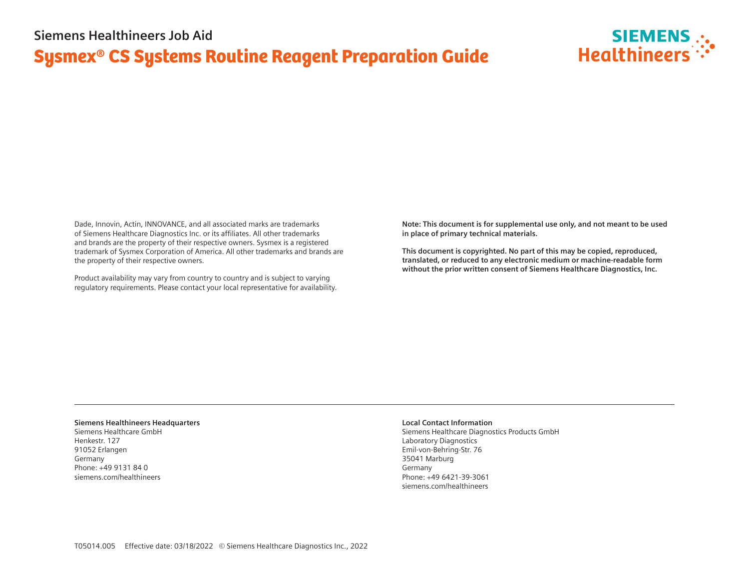Siemens Healthineers Job Aid

# Sysmex® CS Systems Routine Reagent Preparation Guide

SIEMENS Healthineers

Dade, Innovin, Actin, INNOVANCE, and all associated marks are trademarks of Siemens Healthcare Diagnostics Inc. or its affiliates. All other trademarks and brands are the property of their respective owners. Sysmex is a registered trademark of Sysmex Corporation of America. All other trademarks and brands are the property of their respective owners.

Product availability may vary from country to country and is subject to varying regulatory requirements. Please contact your local representative for availability.

**Note: This document is for supplemental use only, and not meant to be used in place of primary technical materials.**

**This document is copyrighted. No part of this may be copied, reproduced, translated, or reduced to any electronic medium or machine-readable form without the prior written consent of Siemens Healthcare Diagnostics, Inc.**

---

**Siemens Healthineers Headquarters**
Siemens Healthcare GmbH
Henkestr. 127
91052 Erlangen
Germany
Phone: +49 9131 84 0
siemens.com/healthineers

**Local Contact Information**
Siemens Healthcare Diagnostics Products GmbH
Laboratory Diagnostics
Emil-von-Behring-Str. 76
35041 Marburg
Germany
Phone: +49 6421-39-3061
siemens.com/healthineers

T05014.005 Effective date: 03/18/2022 © Siemens Healthcare Diagnostics Inc., 2022